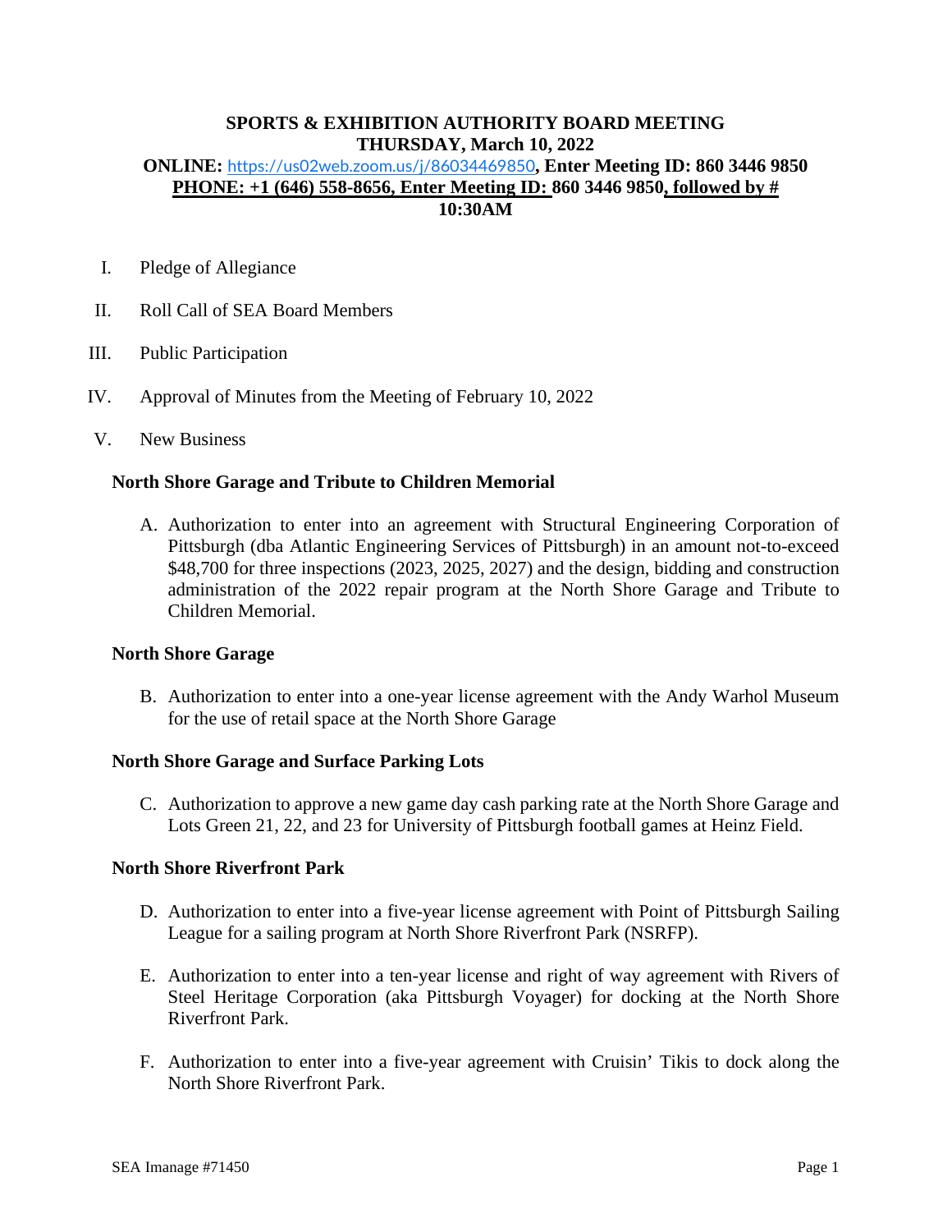**SPORTS & EXHIBITION AUTHORITY BOARD MEETING**
**THURSDAY, March 10, 2022**
**ONLINE:** https://us02web.zoom.us/j/86034469850**, Enter Meeting ID: 860 3446 9850**
**PHONE: +1 (646) 558-8656, Enter Meeting ID: 860 3446 9850, followed by #**
**10:30AM**

I. Pledge of Allegiance

II. Roll Call of SEA Board Members

III. Public Participation

IV. Approval of Minutes from the Meeting of February 10, 2022

V. New Business

**North Shore Garage and Tribute to Children Memorial**

A. Authorization to enter into an agreement with Structural Engineering Corporation of Pittsburgh (dba Atlantic Engineering Services of Pittsburgh) in an amount not-to-exceed $48,700 for three inspections (2023, 2025, 2027) and the design, bidding and construction administration of the 2022 repair program at the North Shore Garage and Tribute to Children Memorial.

**North Shore Garage**

B. Authorization to enter into a one-year license agreement with the Andy Warhol Museum for the use of retail space at the North Shore Garage

**North Shore Garage and Surface Parking Lots**

C. Authorization to approve a new game day cash parking rate at the North Shore Garage and Lots Green 21, 22, and 23 for University of Pittsburgh football games at Heinz Field.

**North Shore Riverfront Park**

D. Authorization to enter into a five-year license agreement with Point of Pittsburgh Sailing League for a sailing program at North Shore Riverfront Park (NSRFP).

E. Authorization to enter into a ten-year license and right of way agreement with Rivers of Steel Heritage Corporation (aka Pittsburgh Voyager) for docking at the North Shore Riverfront Park.

F. Authorization to enter into a five-year agreement with Cruisin' Tikis to dock along the North Shore Riverfront Park.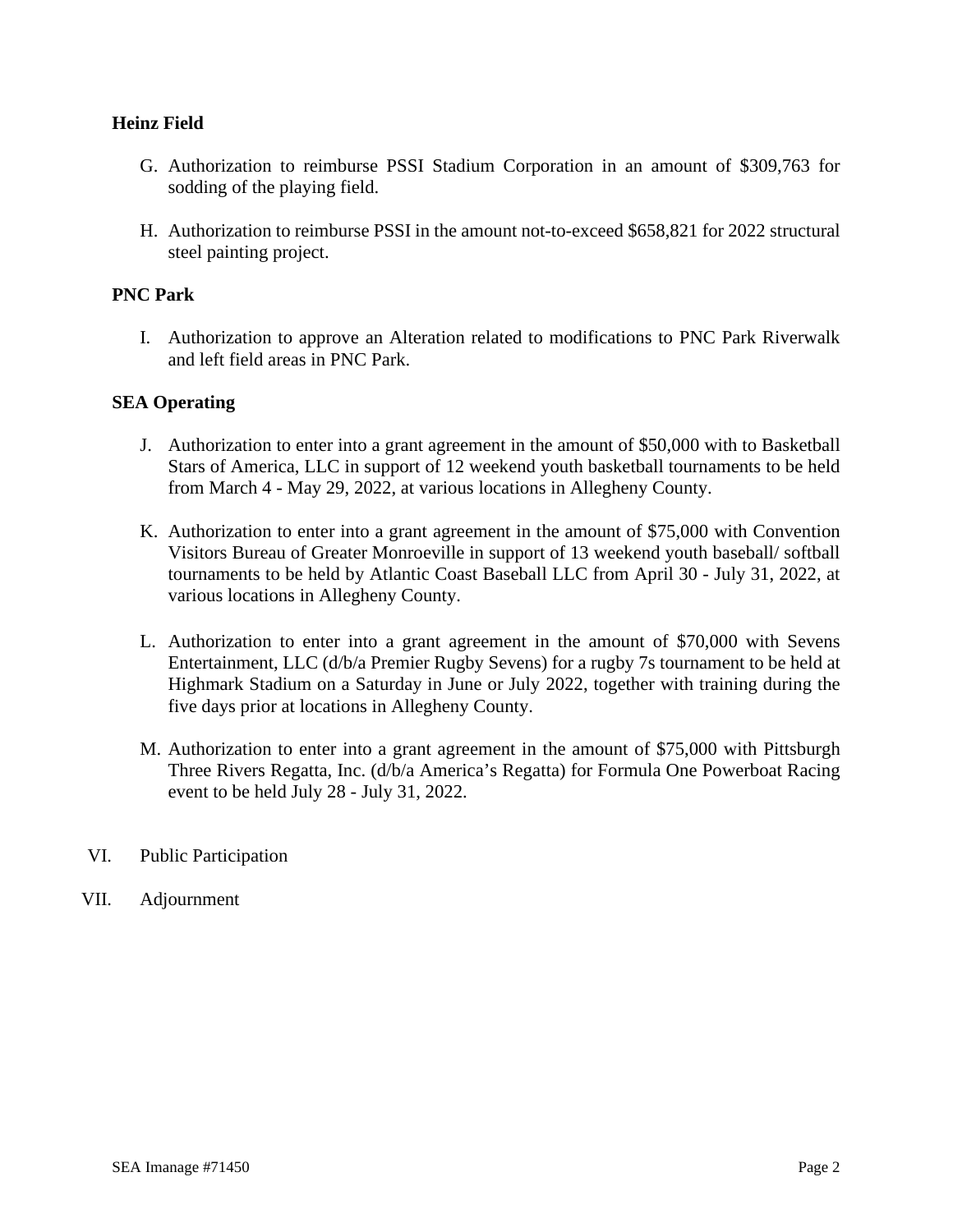**Heinz Field**

G. Authorization to reimburse PSSI Stadium Corporation in an amount of $309,763 for sodding of the playing field.

H. Authorization to reimburse PSSI in the amount not-to-exceed $658,821 for 2022 structural steel painting project.

**PNC Park**

I. Authorization to approve an Alteration related to modifications to PNC Park Riverwalk and left field areas in PNC Park.

**SEA Operating**

J. Authorization to enter into a grant agreement in the amount of $50,000 with to Basketball Stars of America, LLC in support of 12 weekend youth basketball tournaments to be held from March 4 - May 29, 2022, at various locations in Allegheny County.

K. Authorization to enter into a grant agreement in the amount of $75,000 with Convention Visitors Bureau of Greater Monroeville in support of 13 weekend youth baseball/ softball tournaments to be held by Atlantic Coast Baseball LLC from April 30 - July 31, 2022, at various locations in Allegheny County.

L. Authorization to enter into a grant agreement in the amount of $70,000 with Sevens Entertainment, LLC (d/b/a Premier Rugby Sevens) for a rugby 7s tournament to be held at Highmark Stadium on a Saturday in June or July 2022, together with training during the five days prior at locations in Allegheny County.

M. Authorization to enter into a grant agreement in the amount of $75,000 with Pittsburgh Three Rivers Regatta, Inc. (d/b/a America's Regatta) for Formula One Powerboat Racing event to be held July 28 - July 31, 2022.

VI. Public Participation

VII. Adjournment